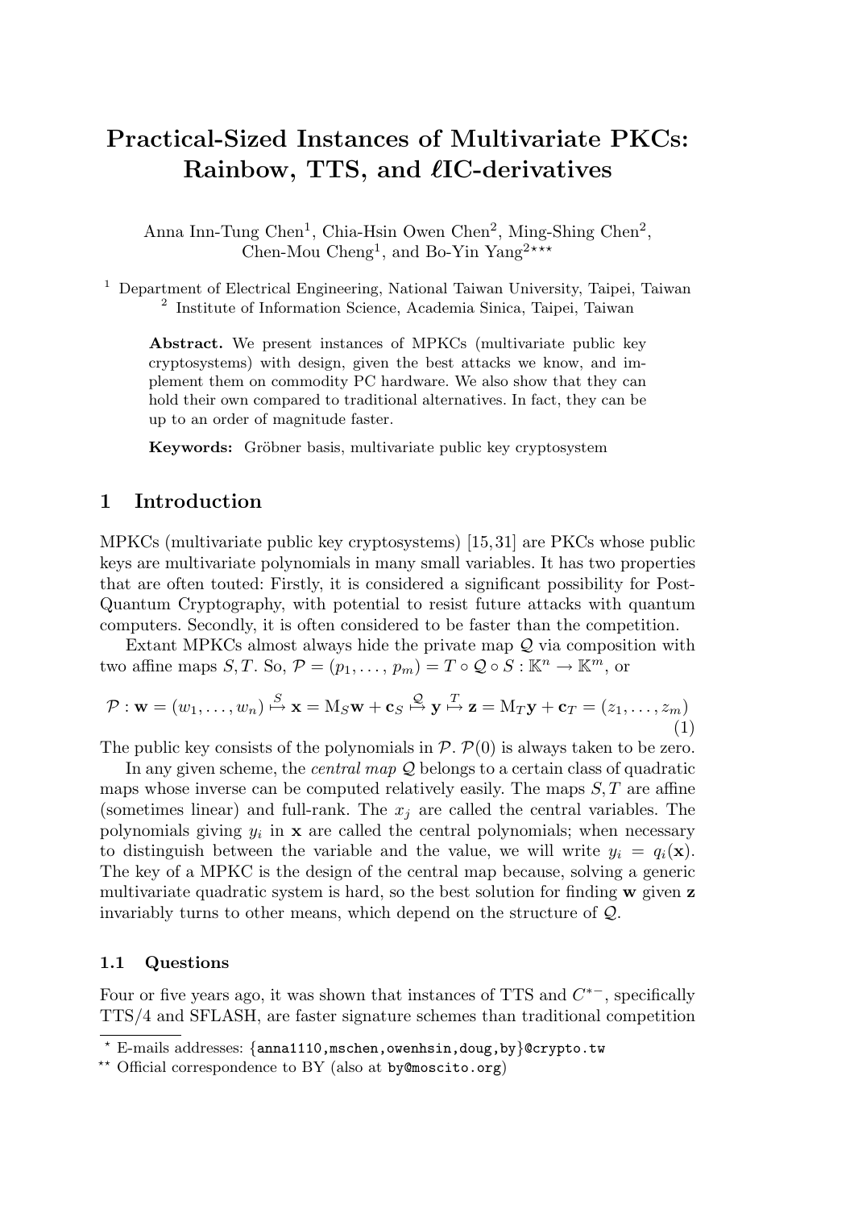# Practical-Sized Instances of Multivariate PKCs: Rainbow, TTS, and $\ell$IC-derivatives

Anna Inn-Tung Chen[1], Chia-Hsin Owen Chen[2], Ming-Shing Chen[2], Chen-Mou Cheng[1], and Bo-Yin Yang[2]***

[1] Department of Electrical Engineering, National Taiwan University, Taipei, Taiwan
[2] Institute of Information Science, Academia Sinica, Taipei, Taiwan

**Abstract.** We present instances of MPKCs (multivariate public key cryptosystems) with design, given the best attacks we know, and implement them on commodity PC hardware. We also show that they can hold their own compared to traditional alternatives. In fact, they can be up to an order of magnitude faster.

**Keywords:** Gröbner basis, multivariate public key cryptosystem

## 1 Introduction

MPKCs (multivariate public key cryptosystems) [15, 31] are PKCs whose public keys are multivariate polynomials in many small variables. It has two properties that are often touted: Firstly, it is considered a significant possibility for Post-Quantum Cryptography, with potential to resist future attacks with quantum computers. Secondly, it is often considered to be faster than the competition.

Extant MPKCs almost always hide the private map $\mathcal{Q}$ via composition with two affine maps $S, T$. So, $\mathcal{P} = (p_1, \ldots, p_m) = T \circ \mathcal{Q} \circ S : \mathbb{K}^n \to \mathbb{K}^m$, or

$$\mathcal{P} : \mathbf{w} = (w_1, \ldots, w_n) \overset{S}{\mapsto} \mathbf{x} = \mathrm{M}_S\mathbf{w} + \mathbf{c}_S \overset{\mathcal{Q}}{\mapsto} \mathbf{y} \overset{T}{\mapsto} \mathbf{z} = \mathrm{M}_T\mathbf{y} + \mathbf{c}_T = (z_1, \ldots, z_m) \tag{1}$$

The public key consists of the polynomials in $\mathcal{P}$. $\mathcal{P}(0)$ is always taken to be zero.

In any given scheme, the *central map* $\mathcal{Q}$ belongs to a certain class of quadratic maps whose inverse can be computed relatively easily. The maps $S, T$ are affine (sometimes linear) and full-rank. The $x_j$ are called the central variables. The polynomials giving $y_i$ in $\mathbf{x}$ are called the central polynomials; when necessary to distinguish between the variable and the value, we will write $y_i = q_i(\mathbf{x})$. The key of a MPKC is the design of the central map because, solving a generic multivariate quadratic system is hard, so the best solution for finding $\mathbf{w}$ given $\mathbf{z}$ invariably turns to other means, which depend on the structure of $\mathcal{Q}$.

### 1.1 Questions

Four or five years ago, it was shown that instances of TTS and $C^{*-}$, specifically TTS/4 and SFLASH, are faster signature schemes than traditional competition

---

* E-mails addresses: {anna1110,mschen,owenhsin,doug,by}@crypto.tw
** Official correspondence to BY (also at by@moscito.org)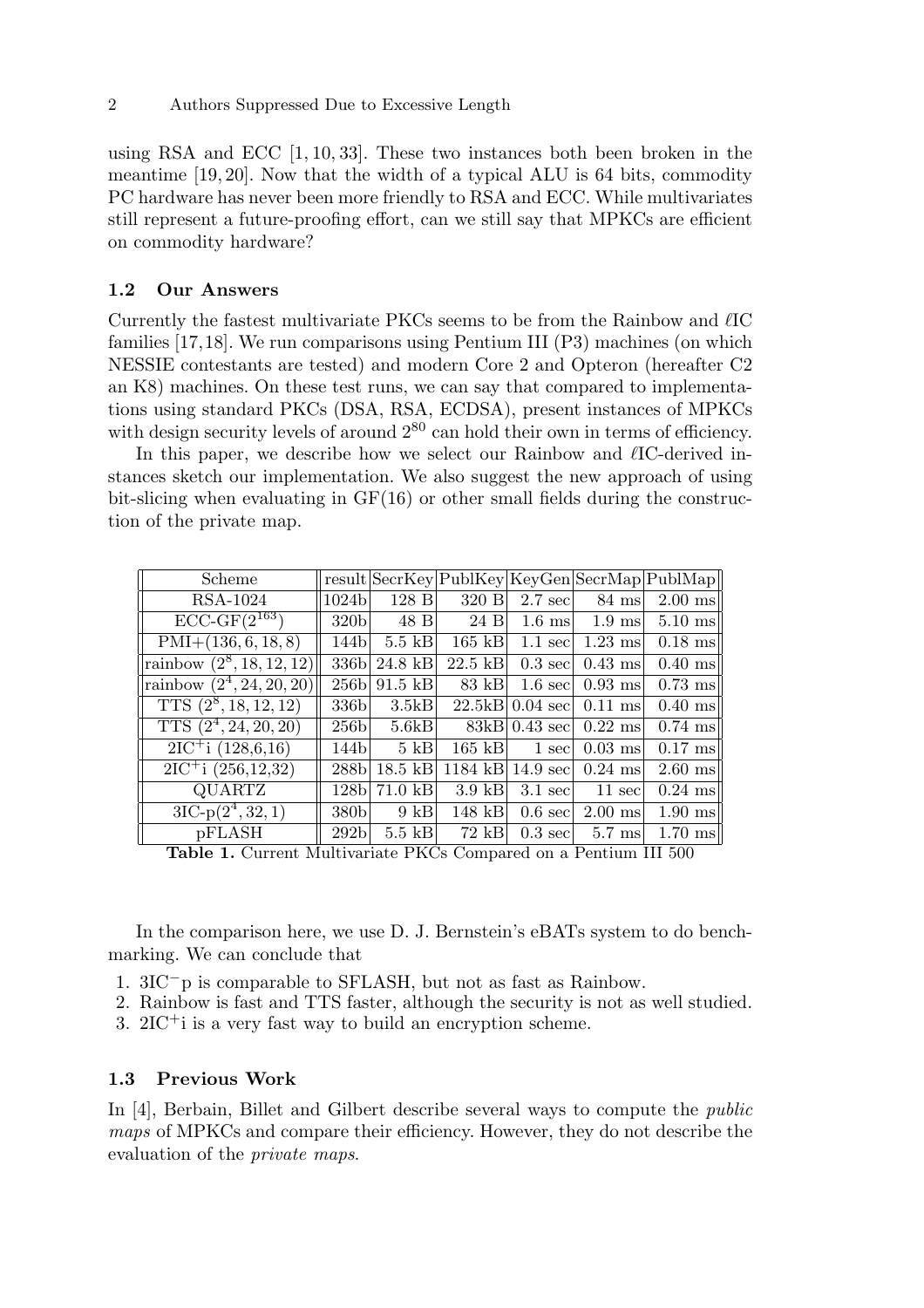using RSA and ECC [1, 10, 33]. These two instances both been broken in the meantime [19, 20]. Now that the width of a typical ALU is 64 bits, commodity PC hardware has never been more friendly to RSA and ECC. While multivariates still represent a future-proofing effort, can we still say that MPKCs are efficient on commodity hardware?

### 1.2 Our Answers

Currently the fastest multivariate PKCs seems to be from the Rainbow and $\ell$IC families [17, 18]. We run comparisons using Pentium III (P3) machines (on which NESSIE contestants are tested) and modern Core 2 and Opteron (hereafter C2 an K8) machines. On these test runs, we can say that compared to implementations using standard PKCs (DSA, RSA, ECDSA), present instances of MPKCs with design security levels of around $2^{80}$ can hold their own in terms of efficiency.

In this paper, we describe how we select our Rainbow and $\ell$IC-derived instances sketch our implementation. We also suggest the new approach of using bit-slicing when evaluating in GF(16) or other small fields during the construction of the private map.

| Scheme | result | SecrKey | PublKey | KeyGen | SecrMap | PublMap |
|---|---|---|---|---|---|---|
| RSA-1024 | 1024b | 128 B | 320 B | 2.7 sec | 84 ms | 2.00 ms |
| ECC-GF($2^{163}$) | 320b | 48 B | 24 B | 1.6 ms | 1.9 ms | 5.10 ms |
| PMI+$(136, 6, 18, 8)$ | 144b | 5.5 kB | 165 kB | 1.1 sec | 1.23 ms | 0.18 ms |
| rainbow $(2^8, 18, 12, 12)$ | 336b | 24.8 kB | 22.5 kB | 0.3 sec | 0.43 ms | 0.40 ms |
| rainbow $(2^4, 24, 20, 20)$ | 256b | 91.5 kB | 83 kB | 1.6 sec | 0.93 ms | 0.73 ms |
| TTS $(2^8, 18, 12, 12)$ | 336b | 3.5kB | 22.5kB | 0.04 sec | 0.11 ms | 0.40 ms |
| TTS $(2^4, 24, 20, 20)$ | 256b | 5.6kB | 83kB | 0.43 sec | 0.22 ms | 0.74 ms |
| $2\text{IC}^+$i (128,6,16) | 144b | 5 kB | 165 kB | 1 sec | 0.03 ms | 0.17 ms |
| $2\text{IC}^+$i (256,12,32) | 288b | 18.5 kB | 1184 kB | 14.9 sec | 0.24 ms | 2.60 ms |
| QUARTZ | 128b | 71.0 kB | 3.9 kB | 3.1 sec | 11 sec | 0.24 ms |
| 3IC-p$(2^4, 32, 1)$ | 380b | 9 kB | 148 kB | 0.6 sec | 2.00 ms | 1.90 ms |
| pFLASH | 292b | 5.5 kB | 72 kB | 0.3 sec | 5.7 ms | 1.70 ms |

**Table 1.** Current Multivariate PKCs Compared on a Pentium III 500

In the comparison here, we use D. J. Bernstein's eBATs system to do benchmarking. We can conclude that

1. $3\text{IC}^-$p is comparable to SFLASH, but not as fast as Rainbow.
2. Rainbow is fast and TTS faster, although the security is not as well studied.
3. $2\text{IC}^+$i is a very fast way to build an encryption scheme.

### 1.3 Previous Work

In [4], Berbain, Billet and Gilbert describe several ways to compute the *public maps* of MPKCs and compare their efficiency. However, they do not describe the evaluation of the *private maps*.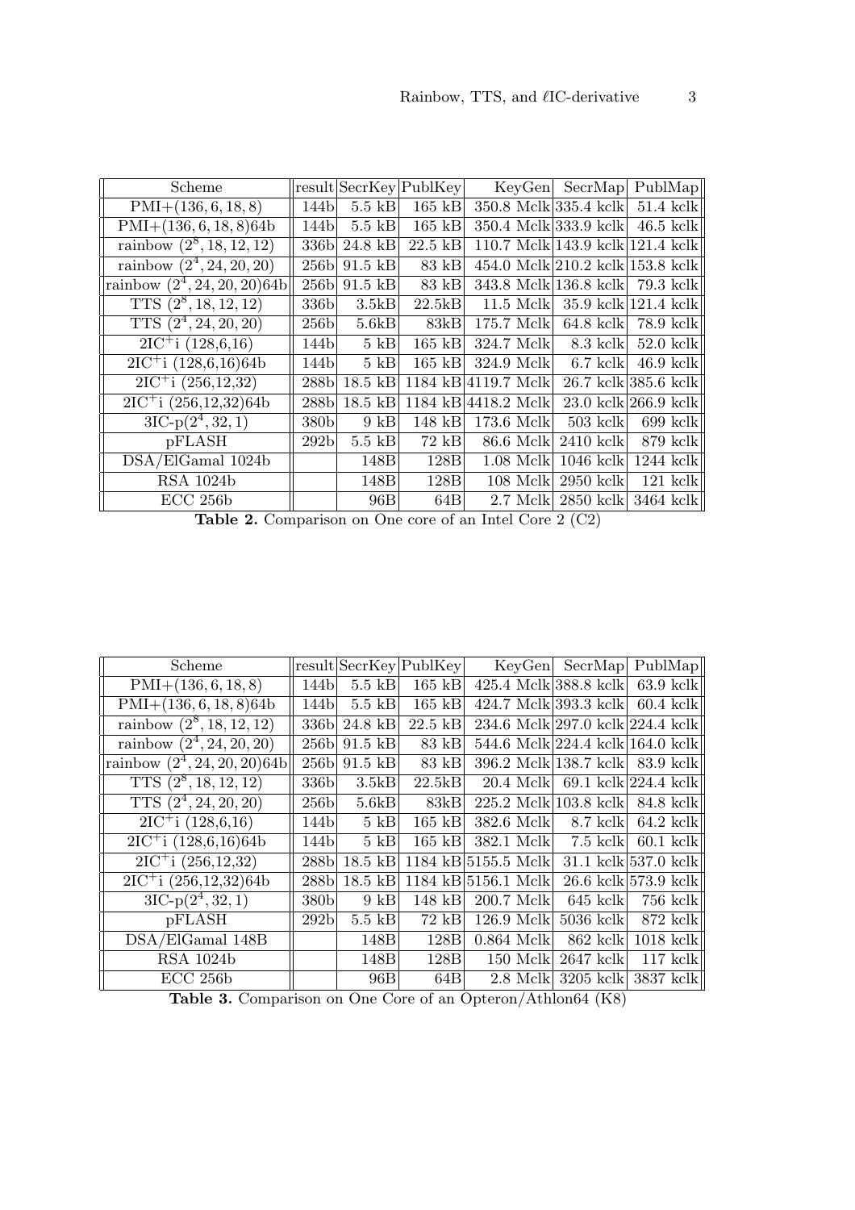| Scheme | result | SecrKey | PublKey | KeyGen | SecrMap | PublMap |
|---|---|---|---|---|---|---|
| PMI+$(136, 6, 18, 8)$ | 144b | 5.5 kB | 165 kB | 350.8 Mclk | 335.4 kclk | 51.4 kclk |
| PMI+$(136, 6, 18, 8)$64b | 144b | 5.5 kB | 165 kB | 350.4 Mclk | 333.9 kclk | 46.5 kclk |
| rainbow $(2^8, 18, 12, 12)$ | 336b | 24.8 kB | 22.5 kB | 110.7 Mclk | 143.9 kclk | 121.4 kclk |
| rainbow $(2^4, 24, 20, 20)$ | 256b | 91.5 kB | 83 kB | 454.0 Mclk | 210.2 kclk | 153.8 kclk |
| rainbow $(2^4, 24, 20, 20)$64b | 256b | 91.5 kB | 83 kB | 343.8 Mclk | 136.8 kclk | 79.3 kclk |
| TTS $(2^8, 18, 12, 12)$ | 336b | 3.5kB | 22.5kB | 11.5 Mclk | 35.9 kclk | 121.4 kclk |
| TTS $(2^4, 24, 20, 20)$ | 256b | 5.6kB | 83kB | 175.7 Mclk | 64.8 kclk | 78.9 kclk |
| 2IC$^+$i (128,6,16) | 144b | 5 kB | 165 kB | 324.7 Mclk | 8.3 kclk | 52.0 kclk |
| 2IC$^+$i (128,6,16)64b | 144b | 5 kB | 165 kB | 324.9 Mclk | 6.7 kclk | 46.9 kclk |
| 2IC$^+$i (256,12,32) | 288b | 18.5 kB | 1184 kB | 4119.7 Mclk | 26.7 kclk | 385.6 kclk |
| 2IC$^+$i (256,12,32)64b | 288b | 18.5 kB | 1184 kB | 4418.2 Mclk | 23.0 kclk | 266.9 kclk |
| 3IC-p$(2^4, 32, 1)$ | 380b | 9 kB | 148 kB | 173.6 Mclk | 503 kclk | 699 kclk |
| pFLASH | 292b | 5.5 kB | 72 kB | 86.6 Mclk | 2410 kclk | 879 kclk |
| DSA/ElGamal 1024b | | 148B | 128B | 1.08 Mclk | 1046 kclk | 1244 kclk |
| RSA 1024b | | 148B | 128B | 108 Mclk | 2950 kclk | 121 kclk |
| ECC 256b | | 96B | 64B | 2.7 Mclk | 2850 kclk | 3464 kclk |

**Table 2.** Comparison on One core of an Intel Core 2 (C2)

| Scheme | result | SecrKey | PublKey | KeyGen | SecrMap | PublMap |
|---|---|---|---|---|---|---|
| PMI+$(136, 6, 18, 8)$ | 144b | 5.5 kB | 165 kB | 425.4 Mclk | 388.8 kclk | 63.9 kclk |
| PMI+$(136, 6, 18, 8)$64b | 144b | 5.5 kB | 165 kB | 424.7 Mclk | 393.3 kclk | 60.4 kclk |
| rainbow $(2^8, 18, 12, 12)$ | 336b | 24.8 kB | 22.5 kB | 234.6 Mclk | 297.0 kclk | 224.4 kclk |
| rainbow $(2^4, 24, 20, 20)$ | 256b | 91.5 kB | 83 kB | 544.6 Mclk | 224.4 kclk | 164.0 kclk |
| rainbow $(2^4, 24, 20, 20)$64b | 256b | 91.5 kB | 83 kB | 396.2 Mclk | 138.7 kclk | 83.9 kclk |
| TTS $(2^8, 18, 12, 12)$ | 336b | 3.5kB | 22.5kB | 20.4 Mclk | 69.1 kclk | 224.4 kclk |
| TTS $(2^4, 24, 20, 20)$ | 256b | 5.6kB | 83kB | 225.2 Mclk | 103.8 kclk | 84.8 kclk |
| 2IC$^+$i (128,6,16) | 144b | 5 kB | 165 kB | 382.6 Mclk | 8.7 kclk | 64.2 kclk |
| 2IC$^+$i (128,6,16)64b | 144b | 5 kB | 165 kB | 382.1 Mclk | 7.5 kclk | 60.1 kclk |
| 2IC$^+$i (256,12,32) | 288b | 18.5 kB | 1184 kB | 5155.5 Mclk | 31.1 kclk | 537.0 kclk |
| 2IC$^+$i (256,12,32)64b | 288b | 18.5 kB | 1184 kB | 5156.1 Mclk | 26.6 kclk | 573.9 kclk |
| 3IC-p$(2^4, 32, 1)$ | 380b | 9 kB | 148 kB | 200.7 Mclk | 645 kclk | 756 kclk |
| pFLASH | 292b | 5.5 kB | 72 kB | 126.9 Mclk | 5036 kclk | 872 kclk |
| DSA/ElGamal 148B | | 148B | 128B | 0.864 Mclk | 862 kclk | 1018 kclk |
| RSA 1024b | | 148B | 128B | 150 Mclk | 2647 kclk | 117 kclk |
| ECC 256b | | 96B | 64B | 2.8 Mclk | 3205 kclk | 3837 kclk |

**Table 3.** Comparison on One Core of an Opteron/Athlon64 (K8)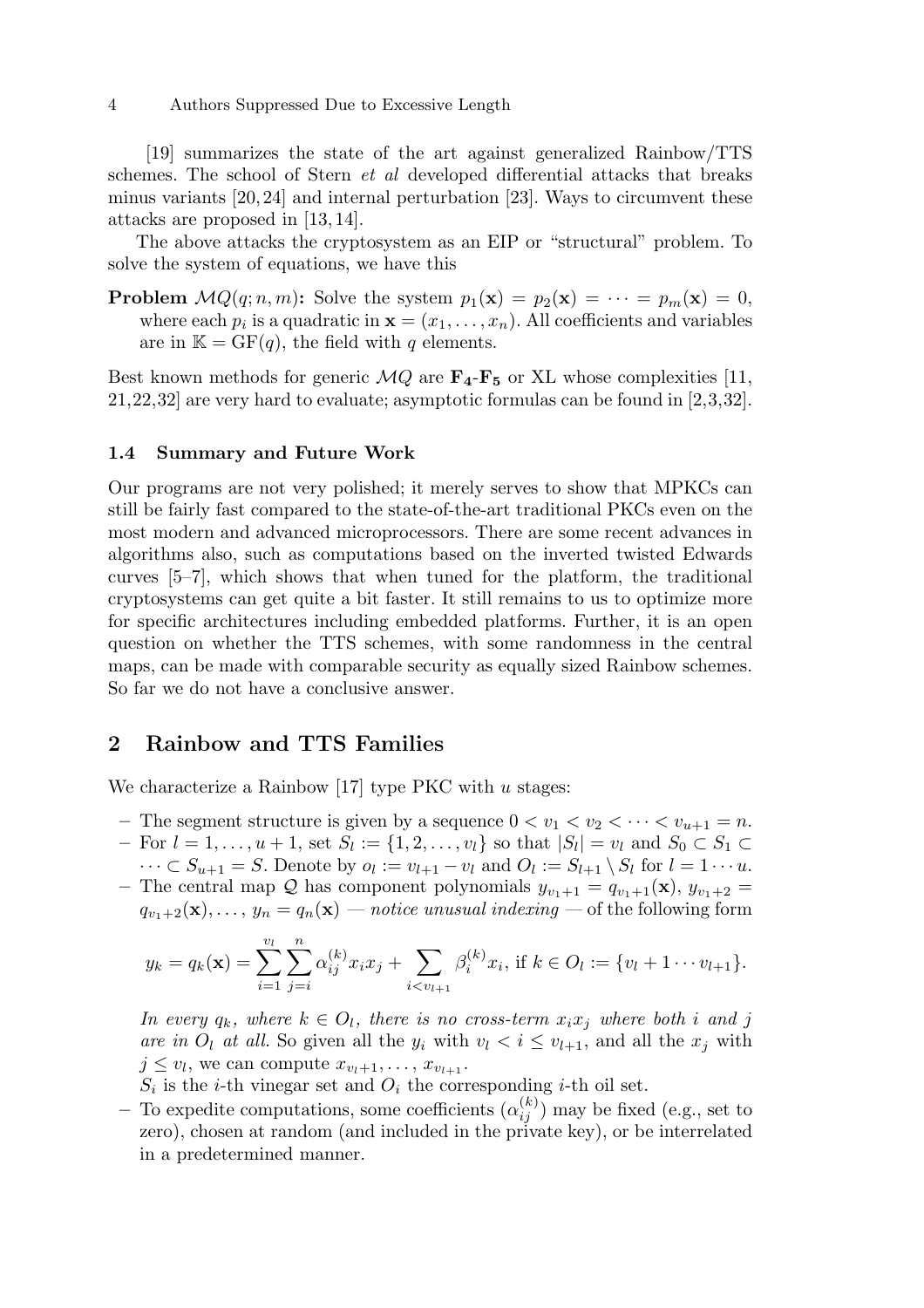[19] summarizes the state of the art against generalized Rainbow/TTS schemes. The school of Stern *et al* developed differential attacks that breaks minus variants [20, 24] and internal perturbation [23]. Ways to circumvent these attacks are proposed in [13, 14].

The above attacks the cryptosystem as an EIP or "structural" problem. To solve the system of equations, we have this

**Problem** $\mathcal{MQ}(q; n, m)$**:** Solve the system $p_1(\mathbf{x}) = p_2(\mathbf{x}) = \cdots = p_m(\mathbf{x}) = 0$, where each $p_i$ is a quadratic in $\mathbf{x} = (x_1, \ldots, x_n)$. All coefficients and variables are in $\mathbb{K} = \mathrm{GF}(q)$, the field with $q$ elements.

Best known methods for generic $\mathcal{MQ}$ are $\mathbf{F_4}$-$\mathbf{F_5}$ or XL whose complexities [11, 21, 22, 32] are very hard to evaluate; asymptotic formulas can be found in [2, 3, 32].

### 1.4 Summary and Future Work

Our programs are not very polished; it merely serves to show that MPKCs can still be fairly fast compared to the state-of-the-art traditional PKCs even on the most modern and advanced microprocessors. There are some recent advances in algorithms also, such as computations based on the inverted twisted Edwards curves [5–7], which shows that when tuned for the platform, the traditional cryptosystems can get quite a bit faster. It still remains to us to optimize more for specific architectures including embedded platforms. Further, it is an open question on whether the TTS schemes, with some randomness in the central maps, can be made with comparable security as equally sized Rainbow schemes. So far we do not have a conclusive answer.

## 2 Rainbow and TTS Families

We characterize a Rainbow [17] type PKC with $u$ stages:

- The segment structure is given by a sequence $0 < v_1 < v_2 < \cdots < v_{u+1} = n$.
- For $l = 1, \ldots, u+1$, set $S_l := \{1, 2, \ldots, v_l\}$ so that $|S_l| = v_l$ and $S_0 \subset S_1 \subset \cdots \subset S_{u+1} = S$. Denote by $o_l := v_{l+1} - v_l$ and $O_l := S_{l+1} \setminus S_l$ for $l = 1 \cdots u$.
- The central map $\mathcal{Q}$ has component polynomials $y_{v_1+1} = q_{v_1+1}(\mathbf{x})$, $y_{v_1+2} = q_{v_1+2}(\mathbf{x}), \ldots, y_n = q_n(\mathbf{x})$ — *notice unusual indexing* — of the following form

$$y_k = q_k(\mathbf{x}) = \sum_{i=1}^{v_l} \sum_{j=i}^{n} \alpha_{ij}^{(k)} x_i x_j + \sum_{i < v_{l+1}} \beta_i^{(k)} x_i, \text{ if } k \in O_l := \{v_l + 1 \cdots v_{l+1}\}.$$

  *In every $q_k$, where $k \in O_l$, there is no cross-term $x_i x_j$ where both $i$ and $j$ are in $O_l$ at all.* So given all the $y_i$ with $v_l < i \leq v_{l+1}$, and all the $x_j$ with $j \leq v_l$, we can compute $x_{v_l+1}, \ldots, x_{v_{l+1}}$.

  $S_i$ is the $i$-th vinegar set and $O_i$ the corresponding $i$-th oil set.
- To expedite computations, some coefficients $(\alpha_{ij}^{(k)})$ may be fixed (e.g., set to zero), chosen at random (and included in the private key), or be interrelated in a predetermined manner.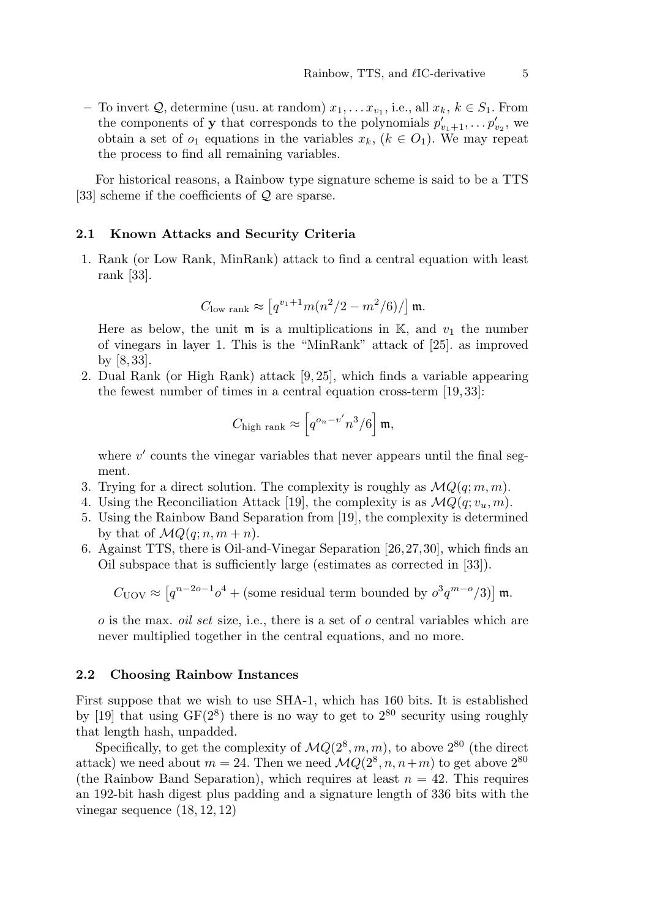– To invert $\mathcal{Q}$, determine (usu. at random) $x_1, \ldots x_{v_1}$, i.e., all $x_k$, $k \in S_1$. From the components of $\mathbf{y}$ that corresponds to the polynomials $p'_{v_1+1}, \ldots p'_{v_2}$, we obtain a set of $o_1$ equations in the variables $x_k$, $(k \in O_1)$. We may repeat the process to find all remaining variables.

For historical reasons, a Rainbow type signature scheme is said to be a TTS [33] scheme if the coefficients of $\mathcal{Q}$ are sparse.

### 2.1 Known Attacks and Security Criteria

1. Rank (or Low Rank, MinRank) attack to find a central equation with least rank [33].

   $$C_{\text{low rank}} \approx \left[q^{v_1+1} m(n^2/2 - m^2/6)/\right] \mathfrak{m}.$$

   Here as below, the unit $\mathfrak{m}$ is a multiplications in $\mathbb{K}$, and $v_1$ the number of vinegars in layer 1. This is the "MinRank" attack of [25]. as improved by [8, 33].
2. Dual Rank (or High Rank) attack [9, 25], which finds a variable appearing the fewest number of times in a central equation cross-term [19, 33]:

   $$C_{\text{high rank}} \approx \left[q^{o_n - v'} n^3/6\right] \mathfrak{m},$$

   where $v'$ counts the vinegar variables that never appears until the final segment.
3. Trying for a direct solution. The complexity is roughly as $\mathcal{MQ}(q; m, m)$.
4. Using the Reconciliation Attack [19], the complexity is as $\mathcal{MQ}(q; v_u, m)$.
5. Using the Rainbow Band Separation from [19], the complexity is determined by that of $\mathcal{MQ}(q; n, m + n)$.
6. Against TTS, there is Oil-and-Vinegar Separation [26, 27, 30], which finds an Oil subspace that is sufficiently large (estimates as corrected in [33]).

   $$C_{\text{UOV}} \approx \left[q^{n-2o-1} o^4 + (\text{some residual term bounded by } o^3 q^{m-o}/3)\right] \mathfrak{m}.$$

   $o$ is the max. *oil set* size, i.e., there is a set of $o$ central variables which are never multiplied together in the central equations, and no more.

### 2.2 Choosing Rainbow Instances

First suppose that we wish to use SHA-1, which has 160 bits. It is established by [19] that using $\mathrm{GF}(2^8)$ there is no way to get to $2^{80}$ security using roughly that length hash, unpadded.

Specifically, to get the complexity of $\mathcal{MQ}(2^8, m, m)$, to above $2^{80}$ (the direct attack) we need about $m = 24$. Then we need $\mathcal{MQ}(2^8, n, n+m)$ to get above $2^{80}$ (the Rainbow Band Separation), which requires at least $n = 42$. This requires an 192-bit hash digest plus padding and a signature length of 336 bits with the vinegar sequence $(18, 12, 12)$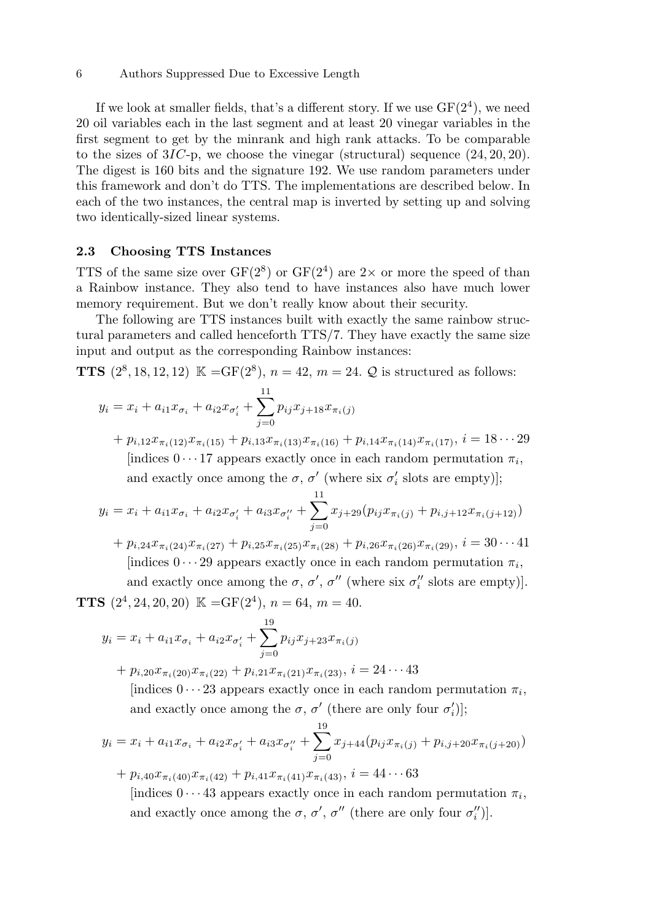If we look at smaller fields, that's a different story. If we use $\mathrm{GF}(2^4)$, we need 20 oil variables each in the last segment and at least 20 vinegar variables in the first segment to get by the minrank and high rank attacks. To be comparable to the sizes of $3IC$-p, we choose the vinegar (structural) sequence $(24, 20, 20)$. The digest is 160 bits and the signature 192. We use random parameters under this framework and don't do TTS. The implementations are described below. In each of the two instances, the central map is inverted by setting up and solving two identically-sized linear systems.

### 2.3 Choosing TTS Instances

TTS of the same size over $\mathrm{GF}(2^8)$ or $\mathrm{GF}(2^4)$ are $2\times$ or more the speed of than a Rainbow instance. They also tend to have instances also have much lower memory requirement. But we don't really know about their security.

The following are TTS instances built with exactly the same rainbow structural parameters and called henceforth TTS/7. They have exactly the same size input and output as the corresponding Rainbow instances:

**TTS** $(2^8, 18, 12, 12)$ $\mathbb{K} = \mathrm{GF}(2^8)$, $n = 42$, $m = 24$. $\mathcal{Q}$ is structured as follows:

$$y_i = x_i + a_{i1} x_{\sigma_i} + a_{i2} x_{\sigma'_i} + \sum_{j=0}^{11} p_{ij} x_{j+18} x_{\pi_i(j)}$$

$$+ p_{i,12} x_{\pi_i(12)} x_{\pi_i(15)} + p_{i,13} x_{\pi_i(13)} x_{\pi_i(16)} + p_{i,14} x_{\pi_i(14)} x_{\pi_i(17)},\ i = 18 \cdots 29$$

[indices $0 \cdots 17$ appears exactly once in each random permutation $\pi_i$, and exactly once among the $\sigma$, $\sigma'$ (where six $\sigma'_i$ slots are empty)];

$$y_i = x_i + a_{i1} x_{\sigma_i} + a_{i2} x_{\sigma'_i} + a_{i3} x_{\sigma''_i} + \sum_{j=0}^{11} x_{j+29} (p_{ij} x_{\pi_i(j)} + p_{i,j+12} x_{\pi_i(j+12)})$$

$$+ p_{i,24} x_{\pi_i(24)} x_{\pi_i(27)} + p_{i,25} x_{\pi_i(25)} x_{\pi_i(28)} + p_{i,26} x_{\pi_i(26)} x_{\pi_i(29)},\ i = 30 \cdots 41$$

[indices $0 \cdots 29$ appears exactly once in each random permutation $\pi_i$, and exactly once among the $\sigma$, $\sigma'$, $\sigma''$ (where six $\sigma''_i$ slots are empty)].

**TTS** $(2^4, 24, 20, 20)$ $\mathbb{K} = \mathrm{GF}(2^4)$, $n = 64$, $m = 40$.

$$y_i = x_i + a_{i1} x_{\sigma_i} + a_{i2} x_{\sigma'_i} + \sum_{j=0}^{19} p_{ij} x_{j+23} x_{\pi_i(j)}$$

$$+ p_{i,20} x_{\pi_i(20)} x_{\pi_i(22)} + p_{i,21} x_{\pi_i(21)} x_{\pi_i(23)},\ i = 24 \cdots 43$$

[indices $0 \cdots 23$ appears exactly once in each random permutation $\pi_i$, and exactly once among the $\sigma$, $\sigma'$ (there are only four $\sigma'_i$)];

$$y_i = x_i + a_{i1} x_{\sigma_i} + a_{i2} x_{\sigma'_i} + a_{i3} x_{\sigma''_i} + \sum_{j=0}^{19} x_{j+44} (p_{ij} x_{\pi_i(j)} + p_{i,j+20} x_{\pi_i(j+20)})$$

$$+ p_{i,40} x_{\pi_i(40)} x_{\pi_i(42)} + p_{i,41} x_{\pi_i(41)} x_{\pi_i(43)},\ i = 44 \cdots 63$$

[indices $0 \cdots 43$ appears exactly once in each random permutation $\pi_i$, and exactly once among the $\sigma$, $\sigma'$, $\sigma''$ (there are only four $\sigma''_i$)].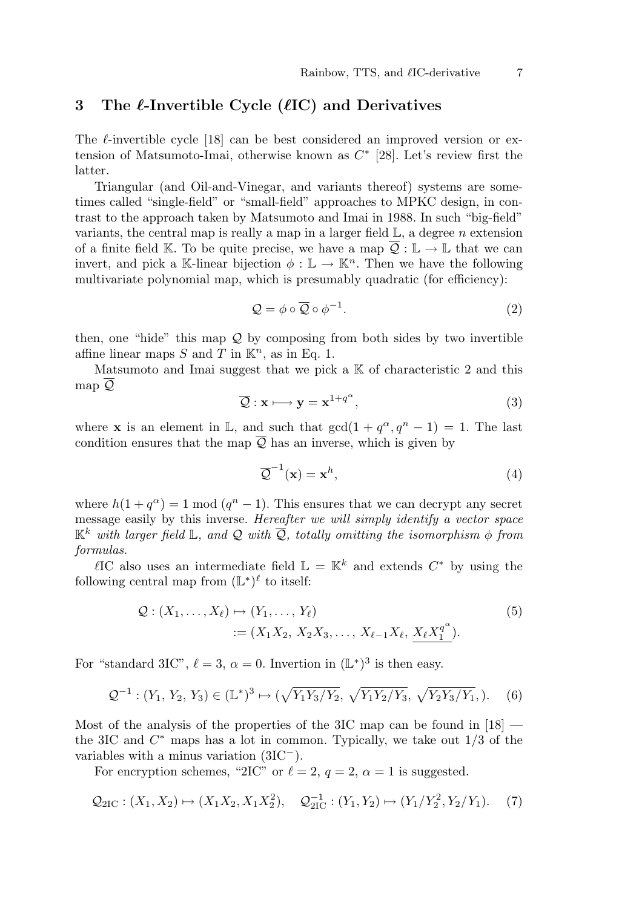## 3 The $\ell$-Invertible Cycle ($\ell$IC) and Derivatives

The $\ell$-invertible cycle [18] can be best considered an improved version or extension of Matsumoto-Imai, otherwise known as $C^*$ [28]. Let's review first the latter.

Triangular (and Oil-and-Vinegar, and variants thereof) systems are sometimes called "single-field" or "small-field" approaches to MPKC design, in contrast to the approach taken by Matsumoto and Imai in 1988. In such "big-field" variants, the central map is really a map in a larger field $\mathbb{L}$, a degree $n$ extension of a finite field $\mathbb{K}$. To be quite precise, we have a map $\overline{\mathcal{Q}} : \mathbb{L} \to \mathbb{L}$ that we can invert, and pick a $\mathbb{K}$-linear bijection $\phi : \mathbb{L} \to \mathbb{K}^n$. Then we have the following multivariate polynomial map, which is presumably quadratic (for efficiency):

$$\mathcal{Q} = \phi \circ \overline{\mathcal{Q}} \circ \phi^{-1}. \tag{2}$$

then, one "hide" this map $\mathcal{Q}$ by composing from both sides by two invertible affine linear maps $S$ and $T$ in $\mathbb{K}^n$, as in Eq. 1.

Matsumoto and Imai suggest that we pick a $\mathbb{K}$ of characteristic 2 and this map $\overline{\mathcal{Q}}$

$$\overline{\mathcal{Q}} : \mathbf{x} \longmapsto \mathbf{y} = \mathbf{x}^{1+q^{\alpha}}, \tag{3}$$

where $\mathbf{x}$ is an element in $\mathbb{L}$, and such that $\gcd(1 + q^{\alpha}, q^n - 1) = 1$. The last condition ensures that the map $\overline{\mathcal{Q}}$ has an inverse, which is given by

$$\overline{\mathcal{Q}}^{-1}(\mathbf{x}) = \mathbf{x}^h, \tag{4}$$

where $h(1 + q^{\alpha}) = 1 \bmod (q^n - 1)$. This ensures that we can decrypt any secret message easily by this inverse. *Hereafter we will simply identify a vector space $\mathbb{K}^k$ with larger field $\mathbb{L}$, and $\mathcal{Q}$ with $\overline{\mathcal{Q}}$, totally omitting the isomorphism $\phi$ from formulas.*

$\ell$IC also uses an intermediate field $\mathbb{L} = \mathbb{K}^k$ and extends $C^*$ by using the following central map from $(\mathbb{L}^*)^\ell$ to itself:

$$\begin{aligned}\mathcal{Q} : (X_1, \ldots, X_\ell) &\mapsto (Y_1, \ldots, Y_\ell) \\ &:= (X_1X_2,\, X_2X_3, \ldots,\, X_{\ell-1}X_\ell,\, \underline{X_\ell X_1^{q^{\alpha}}}).\end{aligned} \tag{5}$$

For "standard 3IC", $\ell = 3$, $\alpha = 0$. Invertion in $(\mathbb{L}^*)^3$ is then easy.

$$\mathcal{Q}^{-1} : (Y_1,\, Y_2,\, Y_3) \in (\mathbb{L}^*)^3 \mapsto (\sqrt{Y_1Y_3/Y_2},\, \sqrt{Y_1Y_2/Y_3},\, \sqrt{Y_2Y_3/Y_1}, ). \tag{6}$$

Most of the analysis of the properties of the 3IC map can be found in [18] — the 3IC and $C^*$ maps has a lot in common. Typically, we take out 1/3 of the variables with a minus variation (3IC$^-$).

For encryption schemes, "2IC" or $\ell = 2$, $q = 2$, $\alpha = 1$ is suggested.

$$\mathcal{Q}_{2\mathrm{IC}} : (X_1, X_2) \mapsto (X_1X_2, X_1X_2^2), \quad \mathcal{Q}_{2\mathrm{IC}}^{-1} : (Y_1, Y_2) \mapsto (Y_1/Y_2^2, Y_2/Y_1). \tag{7}$$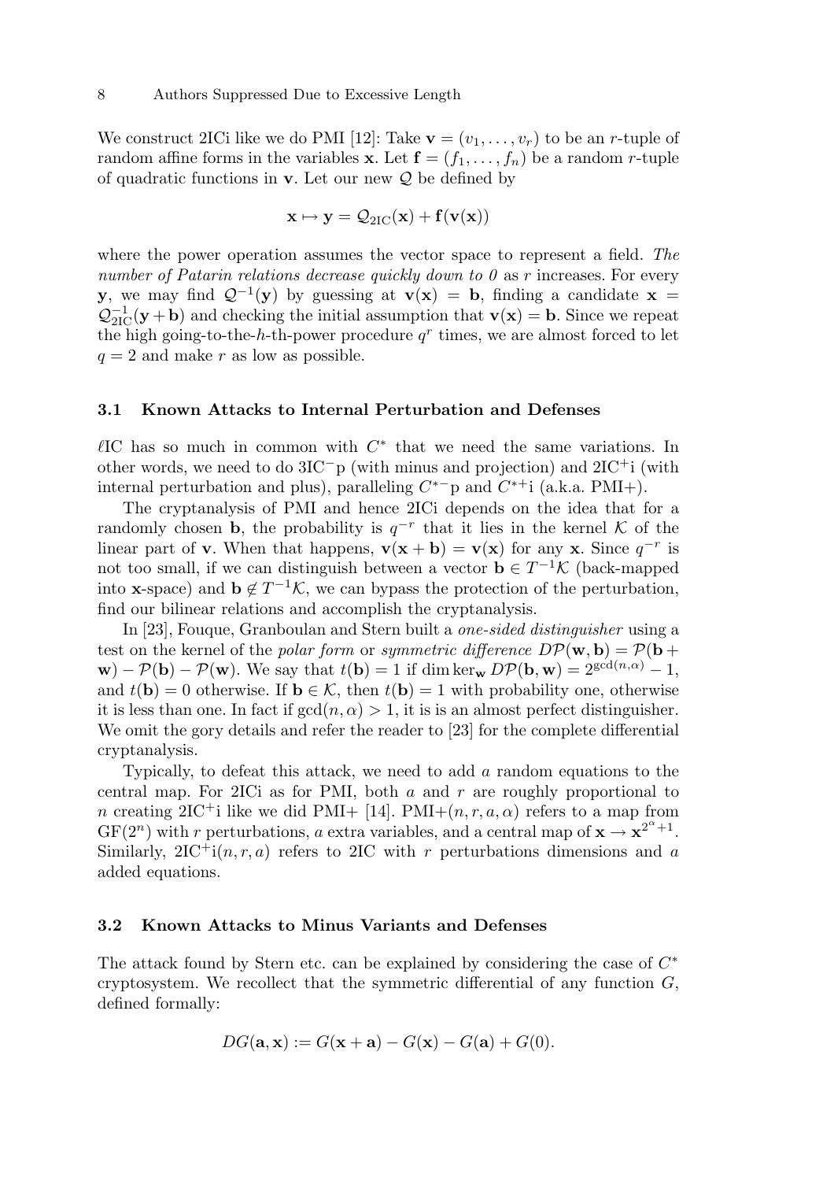We construct 2ICi like we do PMI [12]: Take $\mathbf{v} = (v_1, \ldots, v_r)$ to be an $r$-tuple of random affine forms in the variables $\mathbf{x}$. Let $\mathbf{f} = (f_1, \ldots, f_n)$ be a random $r$-tuple of quadratic functions in $\mathbf{v}$. Let our new $\mathcal{Q}$ be defined by

$$\mathbf{x} \mapsto \mathbf{y} = \mathcal{Q}_{2\text{IC}}(\mathbf{x}) + \mathbf{f}(\mathbf{v}(\mathbf{x}))$$

where the power operation assumes the vector space to represent a field. *The number of Patarin relations decrease quickly down to 0* as $r$ increases. For every $\mathbf{y}$, we may find $\mathcal{Q}^{-1}(\mathbf{y})$ by guessing at $\mathbf{v}(\mathbf{x}) = \mathbf{b}$, finding a candidate $\mathbf{x} = \mathcal{Q}_{2\text{IC}}^{-1}(\mathbf{y} + \mathbf{b})$ and checking the initial assumption that $\mathbf{v}(\mathbf{x}) = \mathbf{b}$. Since we repeat the high going-to-the-$h$-th-power procedure $q^r$ times, we are almost forced to let $q = 2$ and make $r$ as low as possible.

### 3.1 Known Attacks to Internal Perturbation and Defenses

$\ell$IC has so much in common with $C^*$ that we need the same variations. In other words, we need to do $3\text{IC}^-$p (with minus and projection) and $2\text{IC}^+$i (with internal perturbation and plus), paralleling $C^{*-}$p and $C^{*+}$i (a.k.a. PMI+).

The cryptanalysis of PMI and hence 2ICi depends on the idea that for a randomly chosen $\mathbf{b}$, the probability is $q^{-r}$ that it lies in the kernel $\mathcal{K}$ of the linear part of $\mathbf{v}$. When that happens, $\mathbf{v}(\mathbf{x} + \mathbf{b}) = \mathbf{v}(\mathbf{x})$ for any $\mathbf{x}$. Since $q^{-r}$ is not too small, if we can distinguish between a vector $\mathbf{b} \in T^{-1}\mathcal{K}$ (back-mapped into $\mathbf{x}$-space) and $\mathbf{b} \notin T^{-1}\mathcal{K}$, we can bypass the protection of the perturbation, find our bilinear relations and accomplish the cryptanalysis.

In [23], Fouque, Granboulan and Stern built a *one-sided distinguisher* using a test on the kernel of the *polar form* or *symmetric difference* $D\mathcal{P}(\mathbf{w}, \mathbf{b}) = \mathcal{P}(\mathbf{b} + \mathbf{w}) - \mathcal{P}(\mathbf{b}) - \mathcal{P}(\mathbf{w})$. We say that $t(\mathbf{b}) = 1$ if $\dim \ker_{\mathbf{w}} D\mathcal{P}(\mathbf{b}, \mathbf{w}) = 2^{\gcd(n,\alpha)} - 1$, and $t(\mathbf{b}) = 0$ otherwise. If $\mathbf{b} \in \mathcal{K}$, then $t(\mathbf{b}) = 1$ with probability one, otherwise it is less than one. In fact if $\gcd(n, \alpha) > 1$, it is is an almost perfect distinguisher. We omit the gory details and refer the reader to [23] for the complete differential cryptanalysis.

Typically, to defeat this attack, we need to add $a$ random equations to the central map. For 2ICi as for PMI, both $a$ and $r$ are roughly proportional to $n$ creating $2\text{IC}^+$i like we did PMI+ [14]. PMI+$(n, r, a, \alpha)$ refers to a map from $\text{GF}(2^n)$ with $r$ perturbations, $a$ extra variables, and a central map of $\mathbf{x} \to \mathbf{x}^{2^\alpha+1}$. Similarly, $2\text{IC}^+\text{i}(n, r, a)$ refers to 2IC with $r$ perturbations dimensions and $a$ added equations.

### 3.2 Known Attacks to Minus Variants and Defenses

The attack found by Stern etc. can be explained by considering the case of $C^*$ cryptosystem. We recollect that the symmetric differential of any function $G$, defined formally:

$$DG(\mathbf{a}, \mathbf{x}) := G(\mathbf{x} + \mathbf{a}) - G(\mathbf{x}) - G(\mathbf{a}) + G(0).$$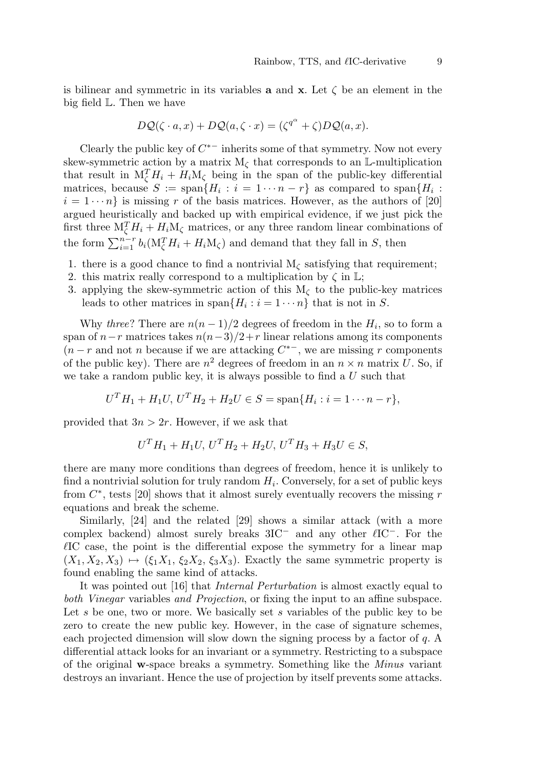is bilinear and symmetric in its variables $\mathbf{a}$ and $\mathbf{x}$. Let $\zeta$ be an element in the big field $\mathbb{L}$. Then we have

$$D\mathcal{Q}(\zeta \cdot a, x) + D\mathcal{Q}(a, \zeta \cdot x) = (\zeta^{q^\alpha} + \zeta) D\mathcal{Q}(a, x).$$

Clearly the public key of $C^{*-}$ inherits some of that symmetry. Now not every skew-symmetric action by a matrix $\mathrm{M}_\zeta$ that corresponds to an $\mathbb{L}$-multiplication that result in $\mathrm{M}_\zeta^T H_i + H_i \mathrm{M}_\zeta$ being in the span of the public-key differential matrices, because $S := \mathrm{span}\{H_i : i = 1 \cdots n - r\}$ as compared to $\mathrm{span}\{H_i : i = 1 \cdots n\}$ is missing $r$ of the basis matrices. However, as the authors of [20] argued heuristically and backed up with empirical evidence, if we just pick the first three $\mathrm{M}_\zeta^T H_i + H_i \mathrm{M}_\zeta$ matrices, or any three random linear combinations of the form $\sum_{i=1}^{n-r} b_i (\mathrm{M}_\zeta^T H_i + H_i \mathrm{M}_\zeta)$ and demand that they fall in $S$, then

1. there is a good chance to find a nontrivial $\mathrm{M}_\zeta$ satisfying that requirement;
2. this matrix really correspond to a multiplication by $\zeta$ in $\mathbb{L}$;
3. applying the skew-symmetric action of this $\mathrm{M}_\zeta$ to the public-key matrices leads to other matrices in $\mathrm{span}\{H_i : i = 1 \cdots n\}$ that is not in $S$.

Why *three*? There are $n(n-1)/2$ degrees of freedom in the $H_i$, so to form a span of $n-r$ matrices takes $n(n-3)/2+r$ linear relations among its components ($n-r$ and not $n$ because if we are attacking $C^{*-}$, we are missing $r$ components of the public key). There are $n^2$ degrees of freedom in an $n \times n$ matrix $U$. So, if we take a random public key, it is always possible to find a $U$ such that

$$U^T H_1 + H_1 U,\, U^T H_2 + H_2 U \in S = \mathrm{span}\{H_i : i = 1 \cdots n - r\},$$

provided that $3n > 2r$. However, if we ask that

$$U^T H_1 + H_1 U,\, U^T H_2 + H_2 U,\, U^T H_3 + H_3 U \in S,$$

there are many more conditions than degrees of freedom, hence it is unlikely to find a nontrivial solution for truly random $H_i$. Conversely, for a set of public keys from $C^*$, tests [20] shows that it almost surely eventually recovers the missing $r$ equations and break the scheme.

Similarly, [24] and the related [29] shows a similar attack (with a more complex backend) almost surely breaks $3\mathrm{IC}^-$ and any other $\ell\mathrm{IC}^-$. For the $\ell$IC case, the point is the differential expose the symmetry for a linear map $(X_1, X_2, X_3) \mapsto (\xi_1 X_1,\, \xi_2 X_2,\, \xi_3 X_3)$. Exactly the same symmetric property is found enabling the same kind of attacks.

It was pointed out [16] that *Internal Perturbation* is almost exactly equal to *both Vinegar* variables *and Projection*, or fixing the input to an affine subspace. Let $s$ be one, two or more. We basically set $s$ variables of the public key to be zero to create the new public key. However, in the case of signature schemes, each projected dimension will slow down the signing process by a factor of $q$. A differential attack looks for an invariant or a symmetry. Restricting to a subspace of the original $\mathbf{w}$-space breaks a symmetry. Something like the *Minus* variant destroys an invariant. Hence the use of projection by itself prevents some attacks.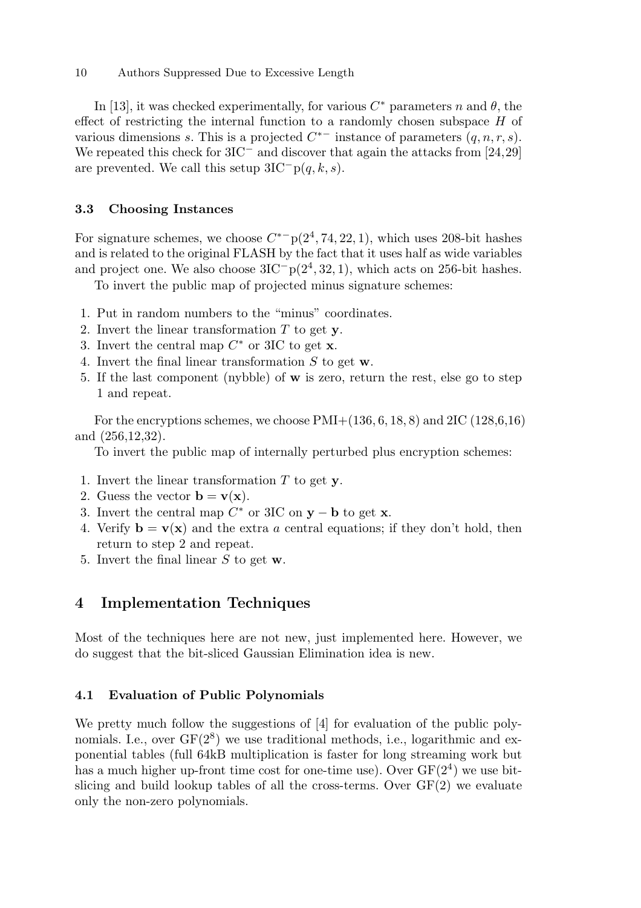In [13], it was checked experimentally, for various $C^*$ parameters $n$ and $\theta$, the effect of restricting the internal function to a randomly chosen subspace $H$ of various dimensions $s$. This is a projected $C^{*-}$ instance of parameters $(q, n, r, s)$. We repeated this check for $3\text{IC}^-$ and discover that again the attacks from [24,29] are prevented. We call this setup $3\text{IC}^-\text{p}(q, k, s)$.

### 3.3 Choosing Instances

For signature schemes, we choose $C^{*-}\text{p}(2^4, 74, 22, 1)$, which uses 208-bit hashes and is related to the original FLASH by the fact that it uses half as wide variables and project one. We also choose $3\text{IC}^-\text{p}(2^4, 32, 1)$, which acts on 256-bit hashes.

To invert the public map of projected minus signature schemes:

1. Put in random numbers to the "minus" coordinates.
2. Invert the linear transformation $T$ to get $\mathbf{y}$.
3. Invert the central map $C^*$ or 3IC to get $\mathbf{x}$.
4. Invert the final linear transformation $S$ to get $\mathbf{w}$.
5. If the last component (nybble) of $\mathbf{w}$ is zero, return the rest, else go to step 1 and repeat.

For the encryptions schemes, we choose PMI+(136, 6, 18, 8) and 2IC (128,6,16) and (256,12,32).

To invert the public map of internally perturbed plus encryption schemes:

1. Invert the linear transformation $T$ to get $\mathbf{y}$.
2. Guess the vector $\mathbf{b} = \mathbf{v}(\mathbf{x})$.
3. Invert the central map $C^*$ or 3IC on $\mathbf{y} - \mathbf{b}$ to get $\mathbf{x}$.
4. Verify $\mathbf{b} = \mathbf{v}(\mathbf{x})$ and the extra $a$ central equations; if they don't hold, then return to step 2 and repeat.
5. Invert the final linear $S$ to get $\mathbf{w}$.

## 4 Implementation Techniques

Most of the techniques here are not new, just implemented here. However, we do suggest that the bit-sliced Gaussian Elimination idea is new.

### 4.1 Evaluation of Public Polynomials

We pretty much follow the suggestions of [4] for evaluation of the public polynomials. I.e., over $\text{GF}(2^8)$ we use traditional methods, i.e., logarithmic and exponential tables (full 64kB multiplication is faster for long streaming work but has a much higher up-front time cost for one-time use). Over $\text{GF}(2^4)$ we use bit-slicing and build lookup tables of all the cross-terms. Over $\text{GF}(2)$ we evaluate only the non-zero polynomials.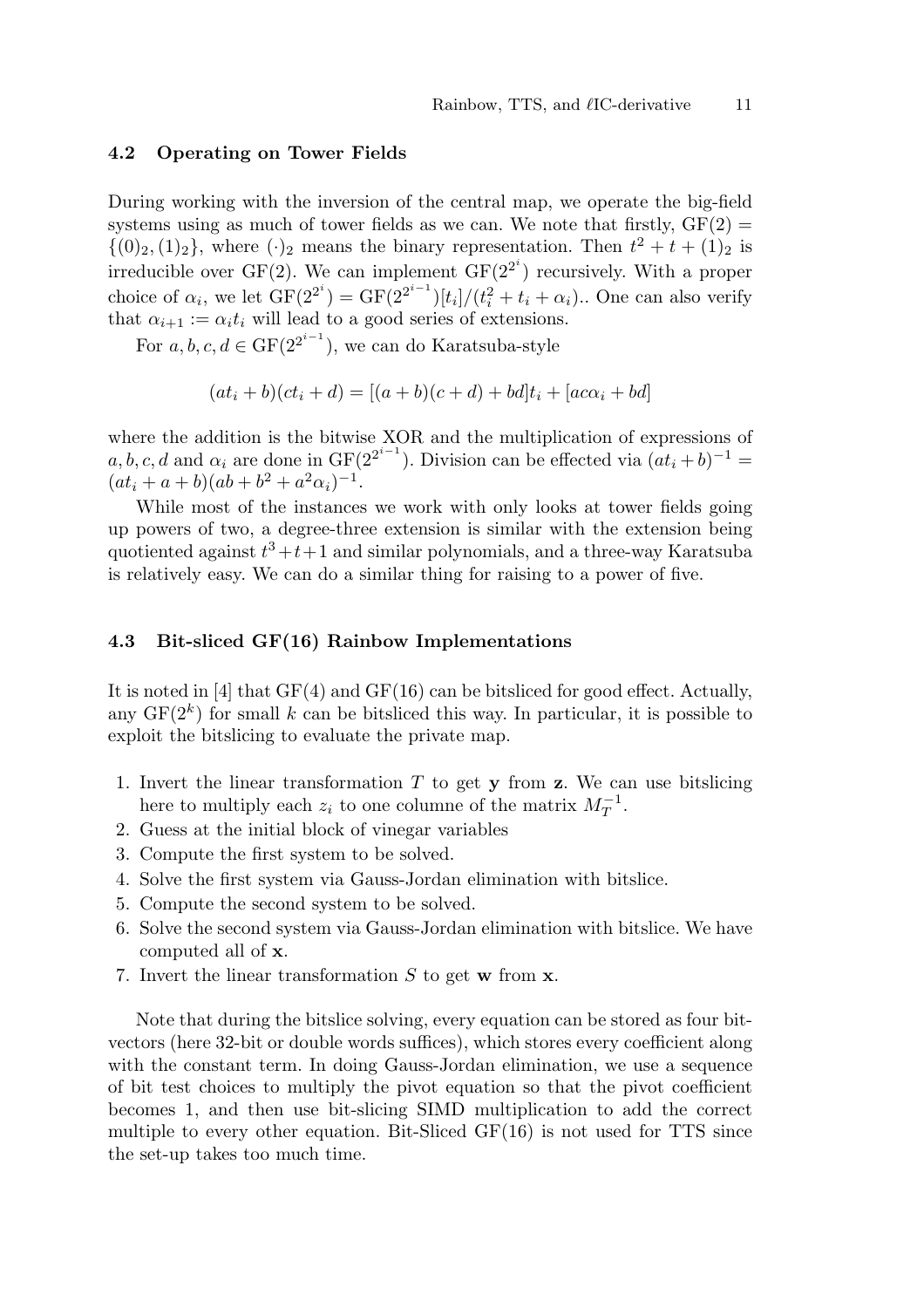### 4.2 Operating on Tower Fields

During working with the inversion of the central map, we operate the big-field systems using as much of tower fields as we can. We note that firstly, $\mathrm{GF}(2) = \{(0)_2, (1)_2\}$, where $(\cdot)_2$ means the binary representation. Then $t^2 + t + (1)_2$ is irreducible over GF(2). We can implement $\mathrm{GF}(2^{2^i})$ recursively. With a proper choice of $\alpha_i$, we let $\mathrm{GF}(2^{2^i}) = \mathrm{GF}(2^{2^{i-1}})[t_i]/(t_i^2 + t_i + \alpha_i)$.. One can also verify that $\alpha_{i+1} := \alpha_i t_i$ will lead to a good series of extensions.

For $a, b, c, d \in \mathrm{GF}(2^{2^{i-1}})$, we can do Karatsuba-style

$$(at_i + b)(ct_i + d) = [(a + b)(c + d) + bd]t_i + [ac\alpha_i + bd]$$

where the addition is the bitwise XOR and the multiplication of expressions of $a, b, c, d$ and $\alpha_i$ are done in $\mathrm{GF}(2^{2^{i-1}})$. Division can be effected via $(at_i + b)^{-1} = (at_i + a + b)(ab + b^2 + a^2\alpha_i)^{-1}$.

While most of the instances we work with only looks at tower fields going up powers of two, a degree-three extension is similar with the extension being quotiented against $t^3+t+1$ and similar polynomials, and a three-way Karatsuba is relatively easy. We can do a similar thing for raising to a power of five.

### 4.3 Bit-sliced GF(16) Rainbow Implementations

It is noted in [4] that GF(4) and GF(16) can be bitsliced for good effect. Actually, any $\mathrm{GF}(2^k)$ for small $k$ can be bitsliced this way. In particular, it is possible to exploit the bitslicing to evaluate the private map.

1. Invert the linear transformation $T$ to get $\mathbf{y}$ from $\mathbf{z}$. We can use bitslicing here to multiply each $z_i$ to one columne of the matrix $M_T^{-1}$.
2. Guess at the initial block of vinegar variables
3. Compute the first system to be solved.
4. Solve the first system via Gauss-Jordan elimination with bitslice.
5. Compute the second system to be solved.
6. Solve the second system via Gauss-Jordan elimination with bitslice. We have computed all of $\mathbf{x}$.
7. Invert the linear transformation $S$ to get $\mathbf{w}$ from $\mathbf{x}$.

Note that during the bitslice solving, every equation can be stored as four bit-vectors (here 32-bit or double words suffices), which stores every coefficient along with the constant term. In doing Gauss-Jordan elimination, we use a sequence of bit test choices to multiply the pivot equation so that the pivot coefficient becomes 1, and then use bit-slicing SIMD multiplication to add the correct multiple to every other equation. Bit-Sliced GF(16) is not used for TTS since the set-up takes too much time.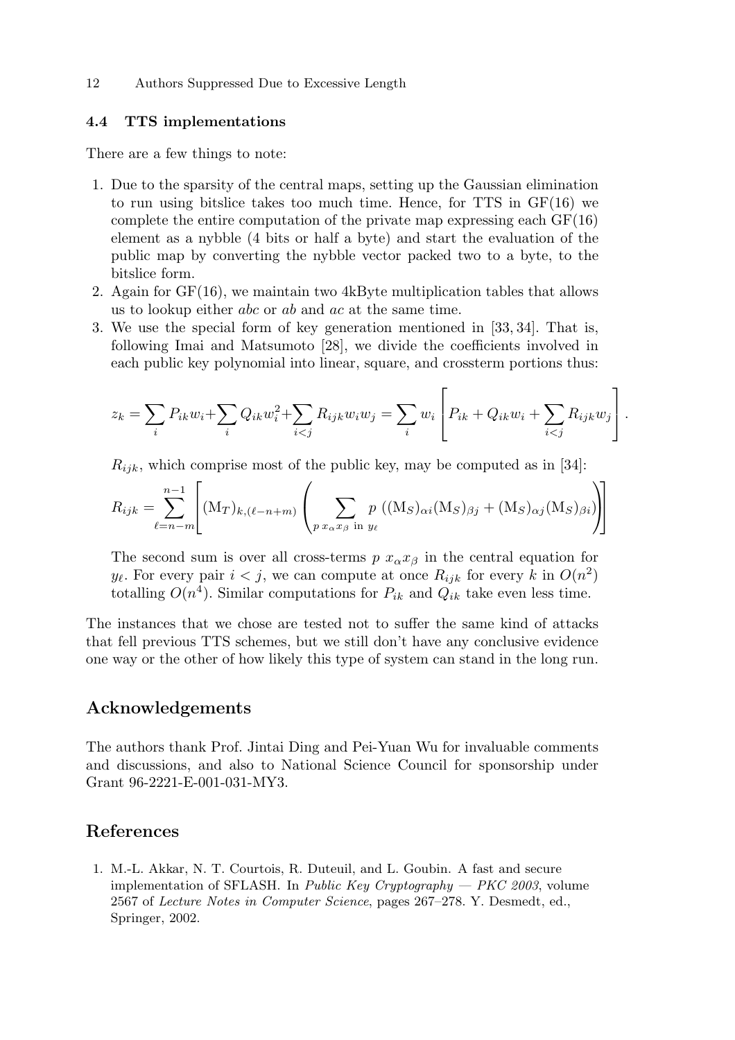### 4.4 TTS implementations

There are a few things to note:

1. Due to the sparsity of the central maps, setting up the Gaussian elimination to run using bitslice takes too much time. Hence, for TTS in GF(16) we complete the entire computation of the private map expressing each GF(16) element as a nybble (4 bits or half a byte) and start the evaluation of the public map by converting the nybble vector packed two to a byte, to the bitslice form.
2. Again for GF(16), we maintain two 4kByte multiplication tables that allows us to lookup either $abc$ or $ab$ and $ac$ at the same time.
3. We use the special form of key generation mentioned in [33, 34]. That is, following Imai and Matsumoto [28], we divide the coefficients involved in each public key polynomial into linear, square, and crossterm portions thus:

$$z_k = \sum_i P_{ik} w_i + \sum_i Q_{ik} w_i^2 + \sum_{i<j} R_{ijk} w_i w_j = \sum_i w_i \left[ P_{ik} + Q_{ik} w_i + \sum_{i<j} R_{ijk} w_j \right].$$

   $R_{ijk}$, which comprise most of the public key, may be computed as in [34]:

$$R_{ijk} = \sum_{\ell=n-m}^{n-1} \left[ (\mathrm{M}_T)_{k,(\ell-n+m)} \left( \sum_{p\, x_\alpha x_\beta \text{ in } y_\ell} p \left( (\mathrm{M}_S)_{\alpha i} (\mathrm{M}_S)_{\beta j} + (\mathrm{M}_S)_{\alpha j} (\mathrm{M}_S)_{\beta i} \right) \right) \right]$$

   The second sum is over all cross-terms $p\ x_\alpha x_\beta$ in the central equation for $y_\ell$. For every pair $i < j$, we can compute at once $R_{ijk}$ for every $k$ in $O(n^2)$ totalling $O(n^4)$. Similar computations for $P_{ik}$ and $Q_{ik}$ take even less time.

The instances that we chose are tested not to suffer the same kind of attacks that fell previous TTS schemes, but we still don't have any conclusive evidence one way or the other of how likely this type of system can stand in the long run.

## Acknowledgements

The authors thank Prof. Jintai Ding and Pei-Yuan Wu for invaluable comments and discussions, and also to National Science Council for sponsorship under Grant 96-2221-E-001-031-MY3.

## References

1. M.-L. Akkar, N. T. Courtois, R. Duteuil, and L. Goubin. A fast and secure implementation of SFLASH. In *Public Key Cryptography — PKC 2003*, volume 2567 of *Lecture Notes in Computer Science*, pages 267–278. Y. Desmedt, ed., Springer, 2002.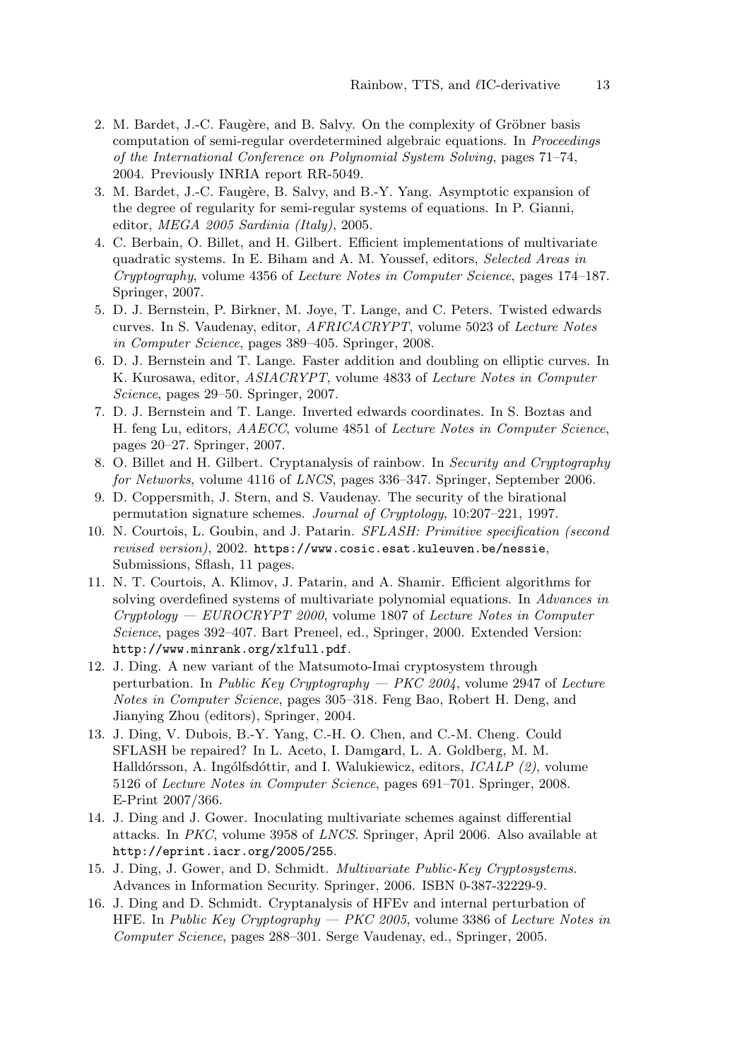2. M. Bardet, J.-C. Faugère, and B. Salvy. On the complexity of Gröbner basis computation of semi-regular overdetermined algebraic equations. In *Proceedings of the International Conference on Polynomial System Solving*, pages 71–74, 2004. Previously INRIA report RR-5049.
3. M. Bardet, J.-C. Faugère, B. Salvy, and B.-Y. Yang. Asymptotic expansion of the degree of regularity for semi-regular systems of equations. In P. Gianni, editor, *MEGA 2005 Sardinia (Italy)*, 2005.
4. C. Berbain, O. Billet, and H. Gilbert. Efficient implementations of multivariate quadratic systems. In E. Biham and A. M. Youssef, editors, *Selected Areas in Cryptography*, volume 4356 of *Lecture Notes in Computer Science*, pages 174–187. Springer, 2007.
5. D. J. Bernstein, P. Birkner, M. Joye, T. Lange, and C. Peters. Twisted edwards curves. In S. Vaudenay, editor, *AFRICACRYPT*, volume 5023 of *Lecture Notes in Computer Science*, pages 389–405. Springer, 2008.
6. D. J. Bernstein and T. Lange. Faster addition and doubling on elliptic curves. In K. Kurosawa, editor, *ASIACRYPT*, volume 4833 of *Lecture Notes in Computer Science*, pages 29–50. Springer, 2007.
7. D. J. Bernstein and T. Lange. Inverted edwards coordinates. In S. Boztas and H. feng Lu, editors, *AAECC*, volume 4851 of *Lecture Notes in Computer Science*, pages 20–27. Springer, 2007.
8. O. Billet and H. Gilbert. Cryptanalysis of rainbow. In *Security and Cryptography for Networks*, volume 4116 of *LNCS*, pages 336–347. Springer, September 2006.
9. D. Coppersmith, J. Stern, and S. Vaudenay. The security of the birational permutation signature schemes. *Journal of Cryptology*, 10:207–221, 1997.
10. N. Courtois, L. Goubin, and J. Patarin. *SFLASH: Primitive specification (second revised version)*, 2002. `https://www.cosic.esat.kuleuven.be/nessie`, Submissions, Sflash, 11 pages.
11. N. T. Courtois, A. Klimov, J. Patarin, and A. Shamir. Efficient algorithms for solving overdefined systems of multivariate polynomial equations. In *Advances in Cryptology — EUROCRYPT 2000*, volume 1807 of *Lecture Notes in Computer Science*, pages 392–407. Bart Preneel, ed., Springer, 2000. Extended Version: `http://www.minrank.org/xlfull.pdf`.
12. J. Ding. A new variant of the Matsumoto-Imai cryptosystem through perturbation. In *Public Key Cryptography — PKC 2004*, volume 2947 of *Lecture Notes in Computer Science*, pages 305–318. Feng Bao, Robert H. Deng, and Jianying Zhou (editors), Springer, 2004.
13. J. Ding, V. Dubois, B.-Y. Yang, C.-H. O. Chen, and C.-M. Cheng. Could SFLASH be repaired? In L. Aceto, I. Damgard, L. A. Goldberg, M. M. Halldórsson, A. Ingólfsdóttir, and I. Walukiewicz, editors, *ICALP (2)*, volume 5126 of *Lecture Notes in Computer Science*, pages 691–701. Springer, 2008. E-Print 2007/366.
14. J. Ding and J. Gower. Inoculating multivariate schemes against differential attacks. In *PKC*, volume 3958 of *LNCS*. Springer, April 2006. Also available at `http://eprint.iacr.org/2005/255`.
15. J. Ding, J. Gower, and D. Schmidt. *Multivariate Public-Key Cryptosystems*. Advances in Information Security. Springer, 2006. ISBN 0-387-32229-9.
16. J. Ding and D. Schmidt. Cryptanalysis of HFEv and internal perturbation of HFE. In *Public Key Cryptography — PKC 2005*, volume 3386 of *Lecture Notes in Computer Science*, pages 288–301. Serge Vaudenay, ed., Springer, 2005.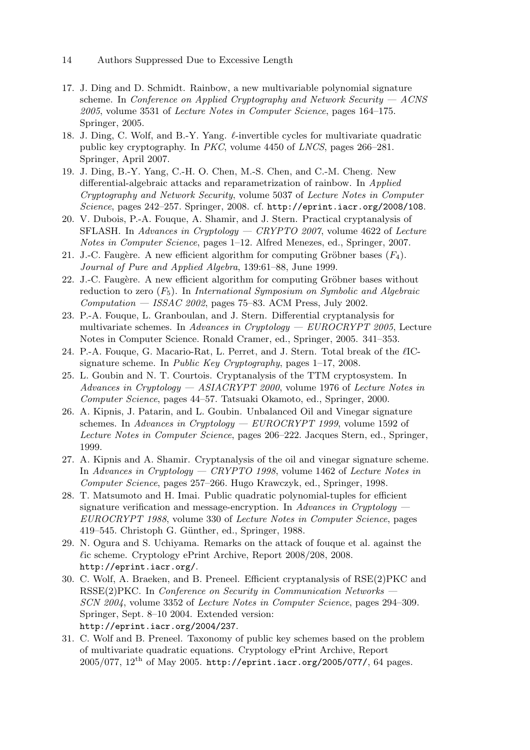17. J. Ding and D. Schmidt. Rainbow, a new multivariable polynomial signature scheme. In *Conference on Applied Cryptography and Network Security — ACNS 2005*, volume 3531 of *Lecture Notes in Computer Science*, pages 164–175. Springer, 2005.
18. J. Ding, C. Wolf, and B.-Y. Yang. $\ell$-invertible cycles for multivariate quadratic public key cryptography. In *PKC*, volume 4450 of *LNCS*, pages 266–281. Springer, April 2007.
19. J. Ding, B.-Y. Yang, C.-H. O. Chen, M.-S. Chen, and C.-M. Cheng. New differential-algebraic attacks and reparametrization of rainbow. In *Applied Cryptography and Network Security*, volume 5037 of *Lecture Notes in Computer Science*, pages 242–257. Springer, 2008. cf. `http://eprint.iacr.org/2008/108`.
20. V. Dubois, P.-A. Fouque, A. Shamir, and J. Stern. Practical cryptanalysis of SFLASH. In *Advances in Cryptology — CRYPTO 2007*, volume 4622 of *Lecture Notes in Computer Science*, pages 1–12. Alfred Menezes, ed., Springer, 2007.
21. J.-C. Faugère. A new efficient algorithm for computing Gröbner bases ($F_4$). *Journal of Pure and Applied Algebra*, 139:61–88, June 1999.
22. J.-C. Faugère. A new efficient algorithm for computing Gröbner bases without reduction to zero ($F_5$). In *International Symposium on Symbolic and Algebraic Computation — ISSAC 2002*, pages 75–83. ACM Press, July 2002.
23. P.-A. Fouque, L. Granboulan, and J. Stern. Differential cryptanalysis for multivariate schemes. In *Advances in Cryptology — EUROCRYPT 2005*, Lecture Notes in Computer Science. Ronald Cramer, ed., Springer, 2005. 341–353.
24. P.-A. Fouque, G. Macario-Rat, L. Perret, and J. Stern. Total break of the $\ell$IC-signature scheme. In *Public Key Cryptography*, pages 1–17, 2008.
25. L. Goubin and N. T. Courtois. Cryptanalysis of the TTM cryptosystem. In *Advances in Cryptology — ASIACRYPT 2000*, volume 1976 of *Lecture Notes in Computer Science*, pages 44–57. Tatsuaki Okamoto, ed., Springer, 2000.
26. A. Kipnis, J. Patarin, and L. Goubin. Unbalanced Oil and Vinegar signature schemes. In *Advances in Cryptology — EUROCRYPT 1999*, volume 1592 of *Lecture Notes in Computer Science*, pages 206–222. Jacques Stern, ed., Springer, 1999.
27. A. Kipnis and A. Shamir. Cryptanalysis of the oil and vinegar signature scheme. In *Advances in Cryptology — CRYPTO 1998*, volume 1462 of *Lecture Notes in Computer Science*, pages 257–266. Hugo Krawczyk, ed., Springer, 1998.
28. T. Matsumoto and H. Imai. Public quadratic polynomial-tuples for efficient signature verification and message-encryption. In *Advances in Cryptology — EUROCRYPT 1988*, volume 330 of *Lecture Notes in Computer Science*, pages 419–545. Christoph G. Günther, ed., Springer, 1988.
29. N. Ogura and S. Uchiyama. Remarks on the attack of fouque et al. against the $\ell$ic scheme. Cryptology ePrint Archive, Report 2008/208, 2008. `http://eprint.iacr.org/`.
30. C. Wolf, A. Braeken, and B. Preneel. Efficient cryptanalysis of RSE(2)PKC and RSSE(2)PKC. In *Conference on Security in Communication Networks — SCN 2004*, volume 3352 of *Lecture Notes in Computer Science*, pages 294–309. Springer, Sept. 8–10 2004. Extended version: `http://eprint.iacr.org/2004/237`.
31. C. Wolf and B. Preneel. Taxonomy of public key schemes based on the problem of multivariate quadratic equations. Cryptology ePrint Archive, Report 2005/077, $12^{\text{th}}$ of May 2005. `http://eprint.iacr.org/2005/077/`, 64 pages.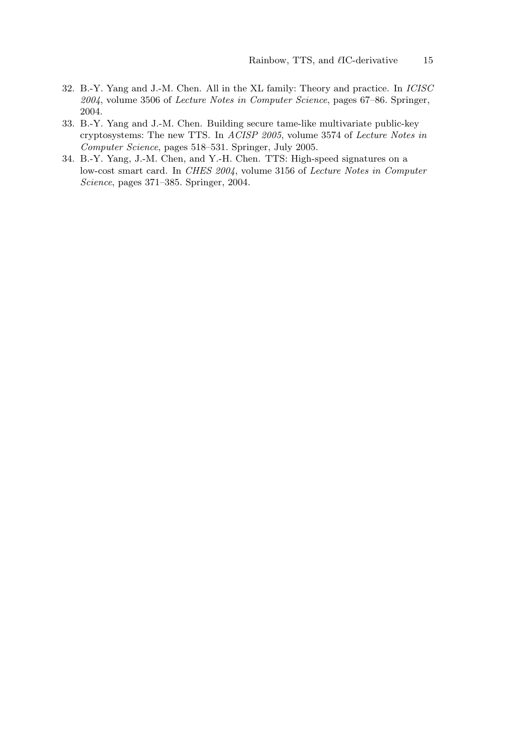32. B.-Y. Yang and J.-M. Chen. All in the XL family: Theory and practice. In *ICISC 2004*, volume 3506 of *Lecture Notes in Computer Science*, pages 67–86. Springer, 2004.
33. B.-Y. Yang and J.-M. Chen. Building secure tame-like multivariate public-key cryptosystems: The new TTS. In *ACISP 2005*, volume 3574 of *Lecture Notes in Computer Science*, pages 518–531. Springer, July 2005.
34. B.-Y. Yang, J.-M. Chen, and Y.-H. Chen. TTS: High-speed signatures on a low-cost smart card. In *CHES 2004*, volume 3156 of *Lecture Notes in Computer Science*, pages 371–385. Springer, 2004.